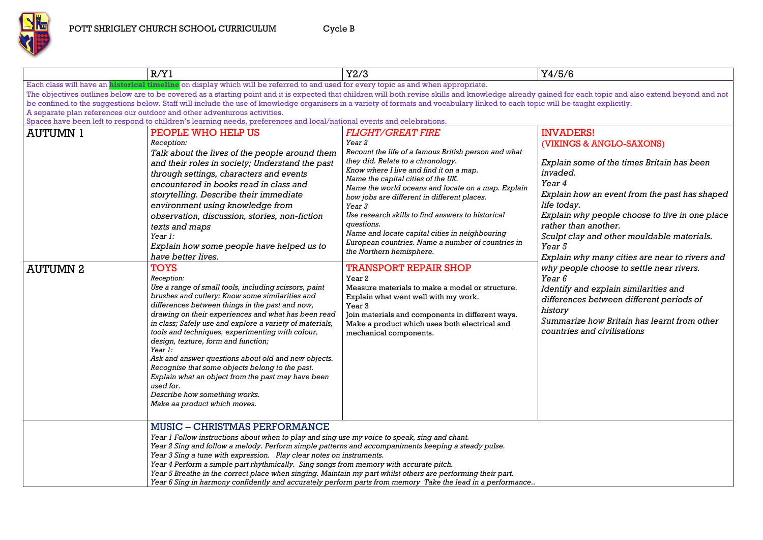POTT SHRIGLEY CHURCH SCHOOL CURRICULUM Cycle B

| | R/Y1 | Y2/3 | Y4/5/6 |
|---|---|---|---|
| Each class will have an **historical timeline** on display which will be referred to and used for every topic as and when appropriate.<br>The objectives outlines below are to be covered as a starting point and it is expected that children will both revise skills and knowledge already gained for each topic and also extend beyond and not be confined to the suggestions below. Staff will include the use of knowledge organisers in a variety of formats and vocabulary linked to each topic will be taught explicitly.<br>A separate plan references our outdoor and other adventurous activities.<br>Spaces have been left to respond to children's learning needs, preferences and local/national events and celebrations. | | | |
| AUTUMN 1 | PEOPLE WHO HELP US<br>*Reception:*<br>*Talk about the lives of the people around them and their roles in society; Understand the past through settings, characters and events encountered in books read in class and storytelling. Describe their immediate environment using knowledge from observation, discussion, stories, non-fiction texts and maps*<br>*Year 1:*<br>*Explain how some people have helped us to have better lives.* | *FLIGHT/GREAT FIRE*<br>*Year 2*<br>*Recount the life of a famous British person and what they did. Relate to a chronology.*<br>*Know where I live and find it on a map.*<br>*Name the capital cities of the UK.*<br>*Name the world oceans and locate on a map. Explain how jobs are different in different places.*<br>*Year 3*<br>*Use research skills to find answers to historical questions.*<br>*Name and locate capital cities in neighbouring European countries. Name a number of countries in the Northern hemisphere.* | INVADERS!<br>(VIKINGS & ANGLO-SAXONS)<br><br>*Explain some of the times Britain has been invaded.*<br>*Year 4*<br>*Explain how an event from the past has shaped life today.*<br>*Explain why people choose to live in one place rather than another.*<br>*Sculpt clay and other mouldable materials.*<br>*Year 5*<br>*Explain why many cities are near to rivers and why people choose to settle near rivers.*<br>*Year 6*<br>*Identify and explain similarities and differences between different periods of history*<br>*Summarize how Britain has learnt from other countries and civilisations* |
| AUTUMN 2 | TOYS<br>*Reception:*<br>*Use a range of small tools, including scissors, paint brushes and cutlery; Know some similarities and differences between things in the past and now, drawing on their experiences and what has been read in class; Safely use and explore a variety of materials, tools and techniques, experimenting with colour, design, texture, form and function;*<br>*Year 1:*<br>*Ask and answer questions about old and new objects.*<br>*Recognise that some objects belong to the past.*<br>*Explain what an object from the past may have been used for.*<br>*Describe how something works.*<br>*Make aa product which moves.* | TRANSPORT REPAIR SHOP<br>Year 2<br>Measure materials to make a model or structure.<br>Explain what went well with my work.<br>Year 3<br>Join materials and components in different ways.<br>Make a product which uses both electrical and mechanical components. | |
| | MUSIC – CHRISTMAS PERFORMANCE<br>*Year 1 Follow instructions about when to play and sing use my voice to speak, sing and chant.*<br>*Year 2 Sing and follow a melody. Perform simple patterns and accompaniments keeping a steady pulse.*<br>*Year 3 Sing a tune with expression. Play clear notes on instruments.*<br>*Year 4 Perform a simple part rhythmically. Sing songs from memory with accurate pitch.*<br>*Year 5 Breathe in the correct place when singing. Maintain my part whilst others are performing their part.*<br>*Year 6 Sing in harmony confidently and accurately perform parts from memory Take the lead in a performance..* | | |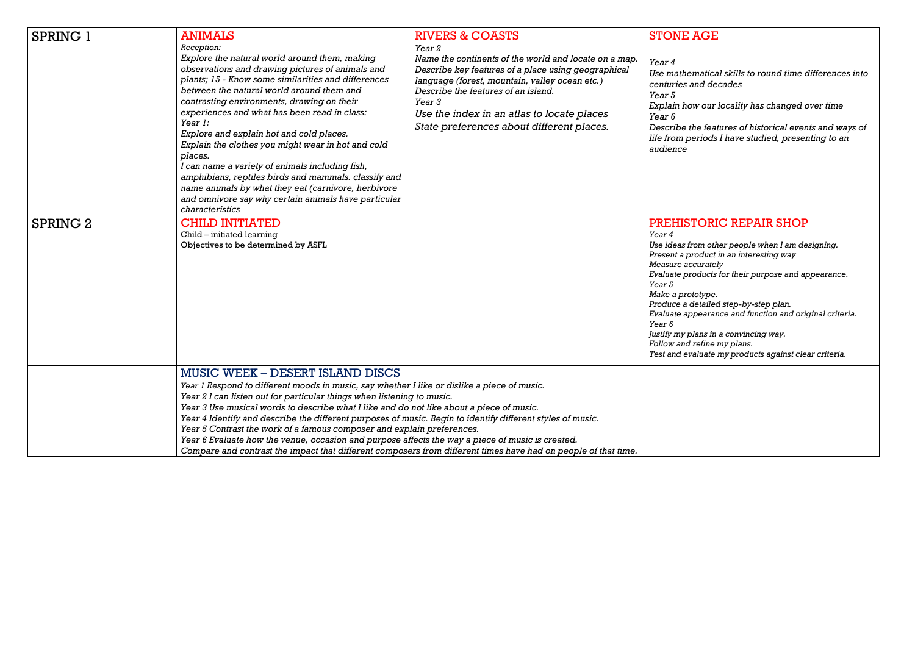| | | | |
|---|---|---|---|
| SPRING 1 | **ANIMALS**<br>*Reception:*<br>*Explore the natural world around them, making observations and drawing pictures of animals and plants; 15 - Know some similarities and differences between the natural world around them and contrasting environments, drawing on their experiences and what has been read in class;*<br>*Year 1:*<br>*Explore and explain hot and cold places.*<br>*Explain the clothes you might wear in hot and cold places.*<br>*I can name a variety of animals including fish, amphibians, reptiles birds and mammals. classify and name animals by what they eat (carnivore, herbivore and omnivore say why certain animals have particular characteristics* | **RIVERS & COASTS**<br>*Year 2*<br>*Name the continents of the world and locate on a map.*<br>*Describe key features of a place using geographical language (forest, mountain, valley ocean etc.)*<br>*Describe the features of an island.*<br>*Year 3*<br>*Use the index in an atlas to locate places*<br>*State preferences about different places.* | **STONE AGE**<br>*Year 4*<br>*Use mathematical skills to round time differences into centuries and decades*<br>*Year 5*<br>*Explain how our locality has changed over time*<br>*Year 6*<br>*Describe the features of historical events and ways of life from periods I have studied, presenting to an audience* |
| SPRING 2 | **CHILD INITIATED**<br>Child – initiated learning<br>Objectives to be determined by ASFL | | **PREHISTORIC REPAIR SHOP**<br>*Year 4*<br>*Use ideas from other people when I am designing.*<br>*Present a product in an interesting way*<br>*Measure accurately*<br>*Evaluate products for their purpose and appearance.*<br>*Year 5*<br>*Make a prototype.*<br>*Produce a detailed step-by-step plan.*<br>*Evaluate appearance and function and original criteria.*<br>*Year 6*<br>*Justify my plans in a convincing way.*<br>*Follow and refine my plans.*<br>*Test and evaluate my products against clear criteria.* |
| | **MUSIC WEEK – DESERT ISLAND DISCS**<br>*Year 1 Respond to different moods in music, say whether I like or dislike a piece of music.*<br>*Year 2 I can listen out for particular things when listening to music.*<br>*Year 3 Use musical words to describe what I like and do not like about a piece of music.*<br>*Year 4 Identify and describe the different purposes of music. Begin to identify different styles of music.*<br>*Year 5 Contrast the work of a famous composer and explain preferences.*<br>*Year 6 Evaluate how the venue, occasion and purpose affects the way a piece of music is created.*<br>*Compare and contrast the impact that different composers from different times have had on people of that time.* | | |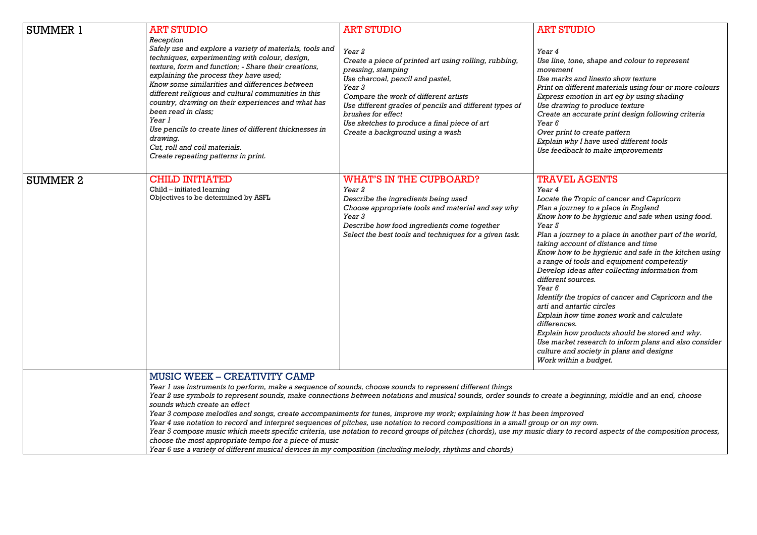| | | | |
|---|---|---|---|
| SUMMER 1 | ART STUDIO<br>*Reception*<br>*Safely use and explore a variety of materials, tools and techniques, experimenting with colour, design, texture, form and function; - Share their creations, explaining the process they have used;*<br>*Know some similarities and differences between different religious and cultural communities in this country, drawing on their experiences and what has been read in class;*<br>*Year 1*<br>*Use pencils to create lines of different thicknesses in drawing.*<br>*Cut, roll and coil materials.*<br>*Create repeating patterns in print.* | ART STUDIO<br><br>*Year 2*<br>*Create a piece of printed art using rolling, rubbing, pressing, stamping*<br>*Use charcoal, pencil and pastel,*<br>*Year 3*<br>*Compare the work of different artists*<br>*Use different grades of pencils and different types of brushes for effect*<br>*Use sketches to produce a final piece of art*<br>*Create a background using a wash* | ART STUDIO<br><br>*Year 4*<br>*Use line, tone, shape and colour to represent movement*<br>*Use marks and linesto show texture*<br>*Print on different materials using four or more colours*<br>*Express emotion in art eg by using shading*<br>*Use drawing to produce texture*<br>*Create an accurate print design following criteria*<br>*Year 6*<br>*Over print to create pattern*<br>*Explain why I have used different tools*<br>*Use feedback to make improvements* |
| SUMMER 2 | CHILD INITIATED<br>Child – initiated learning<br>Objectives to be determined by ASFL | WHAT'S IN THE CUPBOARD?<br>*Year 2*<br>*Describe the ingredients being used*<br>*Choose appropriate tools and material and say why*<br>*Year 3*<br>*Describe how food ingredients come together*<br>*Select the best tools and techniques for a given task.* | TRAVEL AGENTS<br>*Year 4*<br>*Locate the Tropic of cancer and Capricorn*<br>*Plan a journey to a place in England*<br>*Know how to be hygienic and safe when using food.*<br>*Year 5*<br>*Plan a journey to a place in another part of the world, taking account of distance and time*<br>*Know how to be hygienic and safe in the kitchen using a range of tools and equipment competently*<br>*Develop ideas after collecting information from different sources.*<br>*Year 6*<br>*Identify the tropics of cancer and Capricorn and the arti and antartic circles*<br>*Explain how time zones work and calculate differences.*<br>*Explain how products should be stored and why.*<br>*Use market research to inform plans and also consider culture and society in plans and designs*<br>*Work within a budget.* |
| | MUSIC WEEK – CREATIVITY CAMP<br>*Year 1 use instruments to perform, make a sequence of sounds, choose sounds to represent different things*<br>*Year 2 use symbols to represent sounds, make connections between notations and musical sounds, order sounds to create a beginning, middle and an end, choose sounds which create an effect*<br>*Year 3 compose melodies and songs, create accompaniments for tunes, improve my work; explaining how it has been improved*<br>*Year 4 use notation to record and interpret sequences of pitches, use notation to record compositions in a small group or on my own.*<br>*Year 5 compose music which meets specific criteria, use notation to record groups of pitches (chords), use my music diary to record aspects of the composition process, choose the most appropriate tempo for a piece of music*<br>*Year 6 use a variety of different musical devices in my composition (including melody, rhythms and chords)* | | |